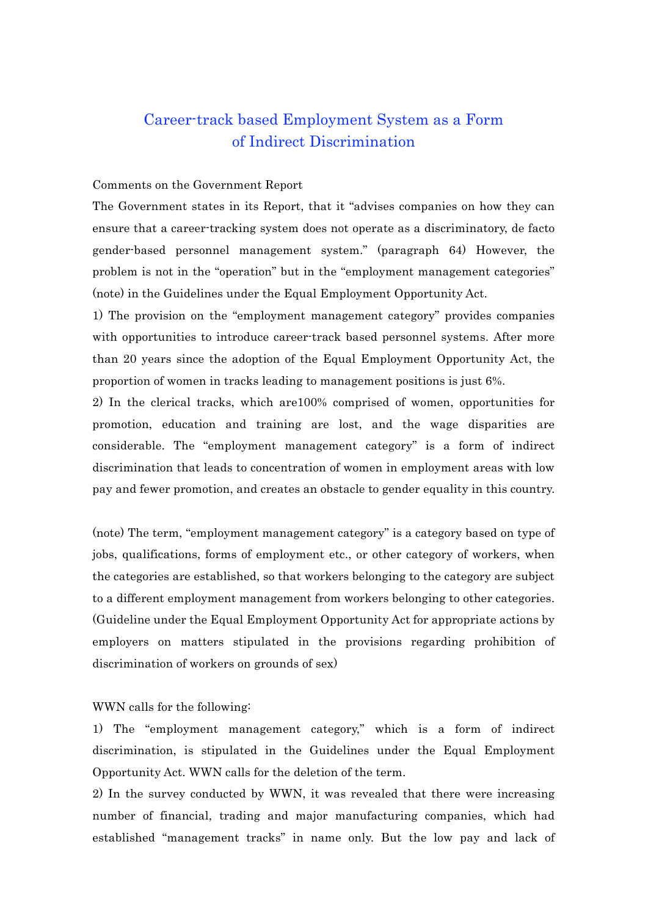# Career-track based Employment System as a Form of Indirect Discrimination

Comments on the Government Report

The Government states in its Report, that it "advises companies on how they can ensure that a career-tracking system does not operate as a discriminatory, de facto gender-based personnel management system." (paragraph 64) However, the problem is not in the "operation" but in the "employment management categories" (note) in the Guidelines under the Equal Employment Opportunity Act.

1) The provision on the "employment management category" provides companies with opportunities to introduce career-track based personnel systems. After more than 20 years since the adoption of the Equal Employment Opportunity Act, the proportion of women in tracks leading to management positions is just 6%.

2) In the clerical tracks, which are100% comprised of women, opportunities for promotion, education and training are lost, and the wage disparities are considerable. The "employment management category" is a form of indirect discrimination that leads to concentration of women in employment areas with low pay and fewer promotion, and creates an obstacle to gender equality in this country.

(note) The term, "employment management category" is a category based on type of jobs, qualifications, forms of employment etc., or other category of workers, when the categories are established, so that workers belonging to the category are subject to a different employment management from workers belonging to other categories. (Guideline under the Equal Employment Opportunity Act for appropriate actions by employers on matters stipulated in the provisions regarding prohibition of discrimination of workers on grounds of sex)

WWN calls for the following:

1) The "employment management category," which is a form of indirect discrimination, is stipulated in the Guidelines under the Equal Employment Opportunity Act. WWN calls for the deletion of the term.

2) In the survey conducted by WWN, it was revealed that there were increasing number of financial, trading and major manufacturing companies, which had established "management tracks" in name only. But the low pay and lack of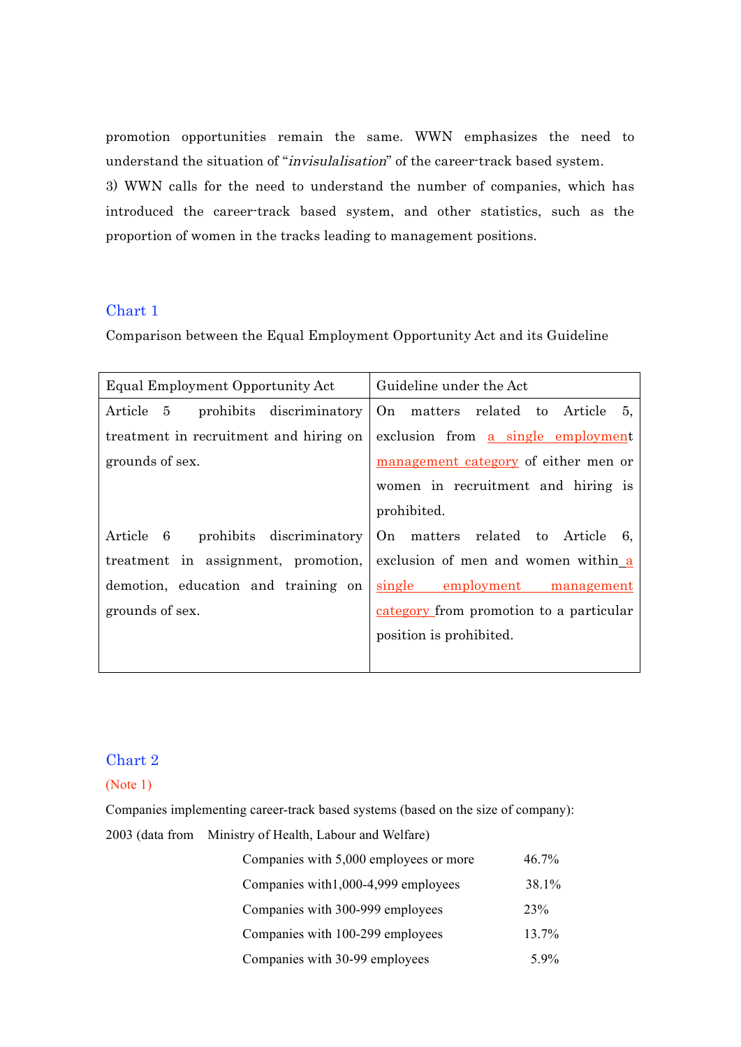promotion opportunities remain the same. WWN emphasizes the need to understand the situation of "*invisulalisation*" of the career-track based system.

3) WWN calls for the need to understand the number of companies, which has introduced the career-track based system, and other statistics, such as the proportion of women in the tracks leading to management positions.

## Chart 1

Comparison between the Equal Employment Opportunity Act and its Guideline

| Equal Employment Opportunity Act | Guideline under the Act |
|---|---|
| Article 5 prohibits discriminatory treatment in recruitment and hiring on grounds of sex. | On matters related to Article 5, exclusion from a single employment management category of either men or women in recruitment and hiring is prohibited. |
| Article 6 prohibits discriminatory treatment in assignment, promotion, demotion, education and training on grounds of sex. | On matters related to Article 6, exclusion of men and women within a single employment management category from promotion to a particular position is prohibited. |

## Chart 2

(Note 1)

Companies implementing career-track based systems (based on the size of company):

2003 (data from Ministry of Health, Labour and Welfare)

| | |
|---|---|
| Companies with 5,000 employees or more | 46.7% |
| Companies with1,000-4,999 employees | 38.1% |
| Companies with 300-999 employees | 23% |
| Companies with 100-299 employees | 13.7% |
| Companies with 30-99 employees | 5.9% |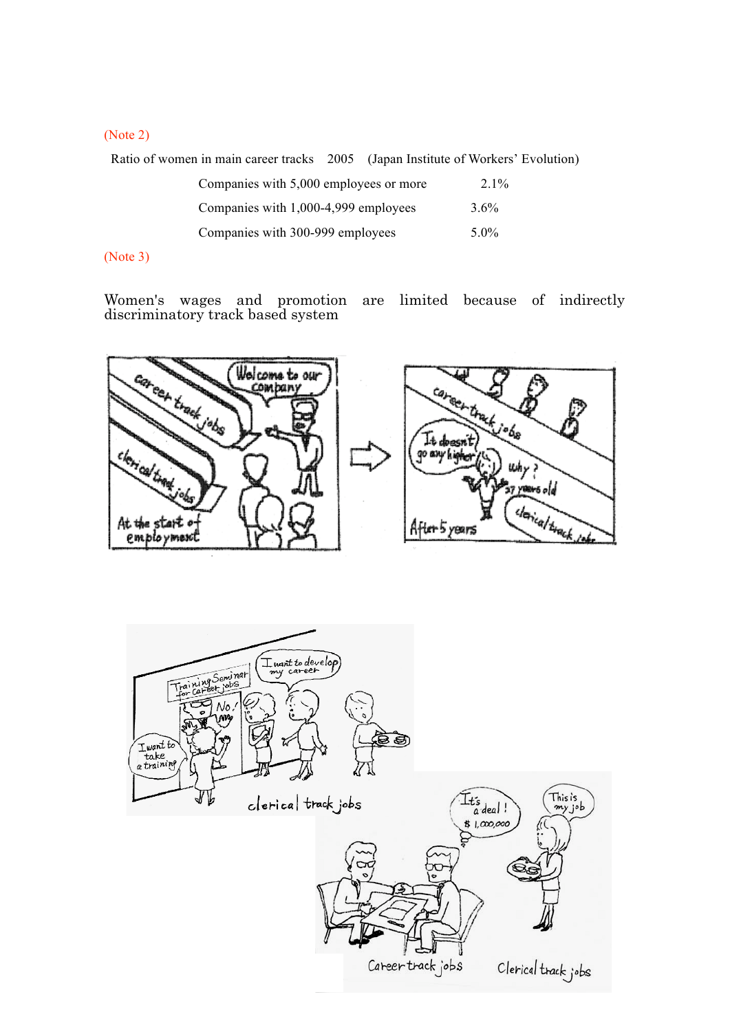(Note 2)

Ratio of women in main career tracks 2005 (Japan Institute of Workers' Evolution)

| | |
|---|---|
| Companies with 5,000 employees or more | 2.1% |
| Companies with 1,000-4,999 employees | 3.6% |
| Companies with 300-999 employees | 5.0% |

(Note 3)

Women's wages and promotion are limited because of indirectly discriminatory track based system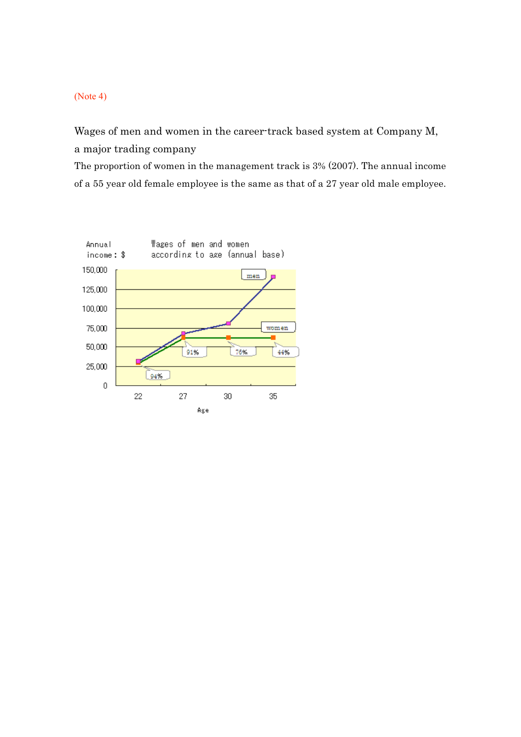(Note 4)

Wages of men and women in the career-track based system at Company M, a major trading company

The proportion of women in the management track is 3% (2007). The annual income of a 55 year old female employee is the same as that of a 27 year old male employee.

Annual income: $

Wages of men and women according to age (annual base)

150,000
125,000
100,000
75,000
50,000
25,000
0

22
27
30
35

Age

men
women

94%
91%
76%
44%